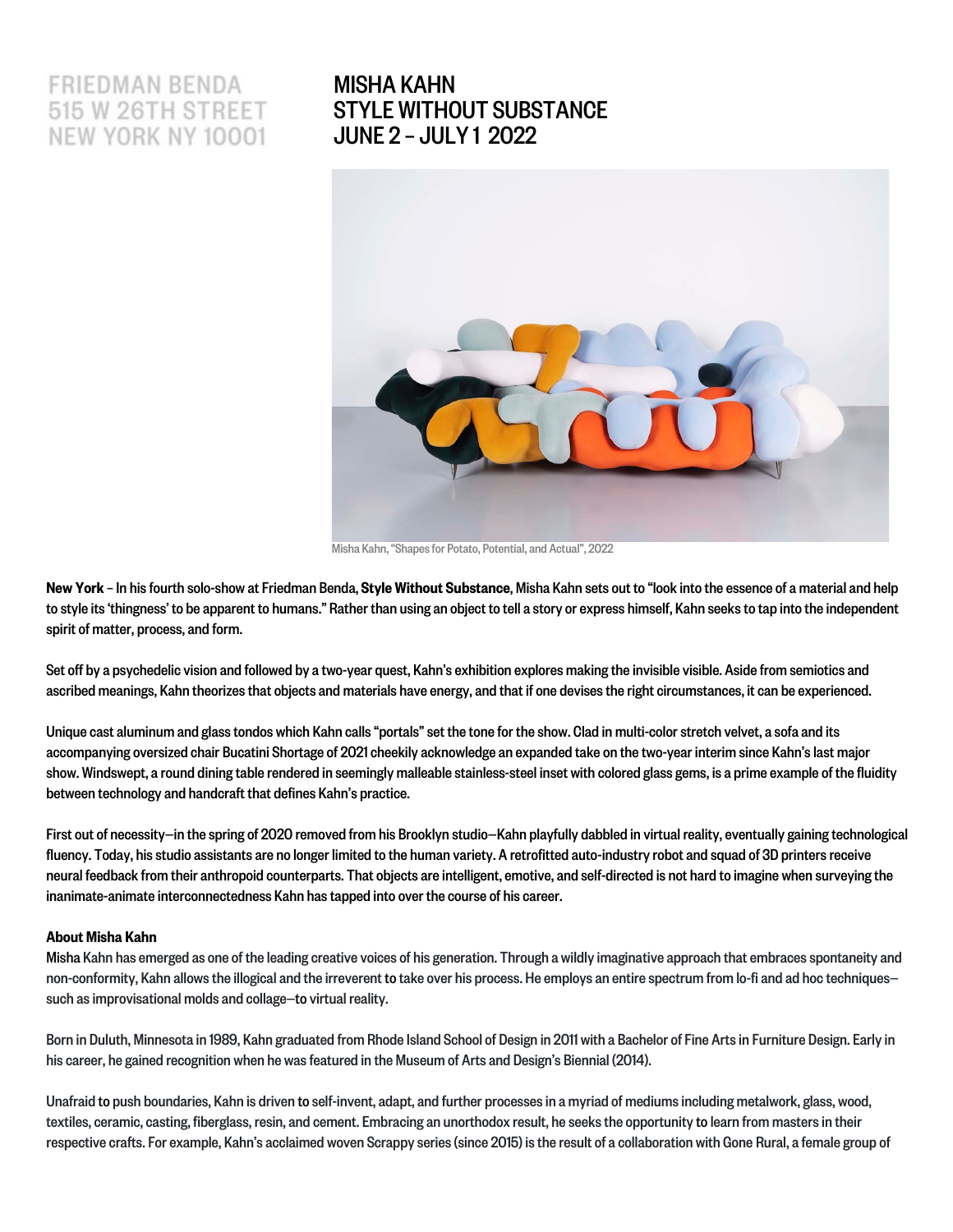FRIEDMAN BENDA
515 W 26TH STREET
NEW YORK NY 10001

# MISHA KAHN
# STYLE WITHOUT SUBSTANCE
# JUNE 2 – JULY 1 2022

Misha Kahn, "Shapes for Potato, Potential, and Actual", 2022

**New York** – In his fourth solo-show at Friedman Benda, **Style Without Substance**, Misha Kahn sets out to "look into the essence of a material and help to style its 'thingness' to be apparent to humans." Rather than using an object to tell a story or express himself, Kahn seeks to tap into the independent spirit of matter, process, and form.

Set off by a psychedelic vision and followed by a two-year quest, Kahn's exhibition explores making the invisible visible. Aside from semiotics and ascribed meanings, Kahn theorizes that objects and materials have energy, and that if one devises the right circumstances, it can be experienced.

Unique cast aluminum and glass tondos which Kahn calls "portals" set the tone for the show. Clad in multi-color stretch velvet, a sofa and its accompanying oversized chair Bucatini Shortage of 2021 cheekily acknowledge an expanded take on the two-year interim since Kahn's last major show. Windswept, a round dining table rendered in seemingly malleable stainless-steel inset with colored glass gems, is a prime example of the fluidity between technology and handcraft that defines Kahn's practice.

First out of necessity—in the spring of 2020 removed from his Brooklyn studio—Kahn playfully dabbled in virtual reality, eventually gaining technological fluency. Today, his studio assistants are no longer limited to the human variety. A retrofitted auto-industry robot and squad of 3D printers receive neural feedback from their anthropoid counterparts. That objects are intelligent, emotive, and self-directed is not hard to imagine when surveying the inanimate-animate interconnectedness Kahn has tapped into over the course of his career.

**About Misha Kahn**

Misha Kahn has emerged as one of the leading creative voices of his generation. Through a wildly imaginative approach that embraces spontaneity and non-conformity, Kahn allows the illogical and the irreverent to take over his process. He employs an entire spectrum from lo-fi and ad hoc techniques—such as improvisational molds and collage—to virtual reality.

Born in Duluth, Minnesota in 1989, Kahn graduated from Rhode Island School of Design in 2011 with a Bachelor of Fine Arts in Furniture Design. Early in his career, he gained recognition when he was featured in the Museum of Arts and Design's Biennial (2014).

Unafraid to push boundaries, Kahn is driven to self-invent, adapt, and further processes in a myriad of mediums including metalwork, glass, wood, textiles, ceramic, casting, fiberglass, resin, and cement. Embracing an unorthodox result, he seeks the opportunity to learn from masters in their respective crafts. For example, Kahn's acclaimed woven Scrappy series (since 2015) is the result of a collaboration with Gone Rural, a female group of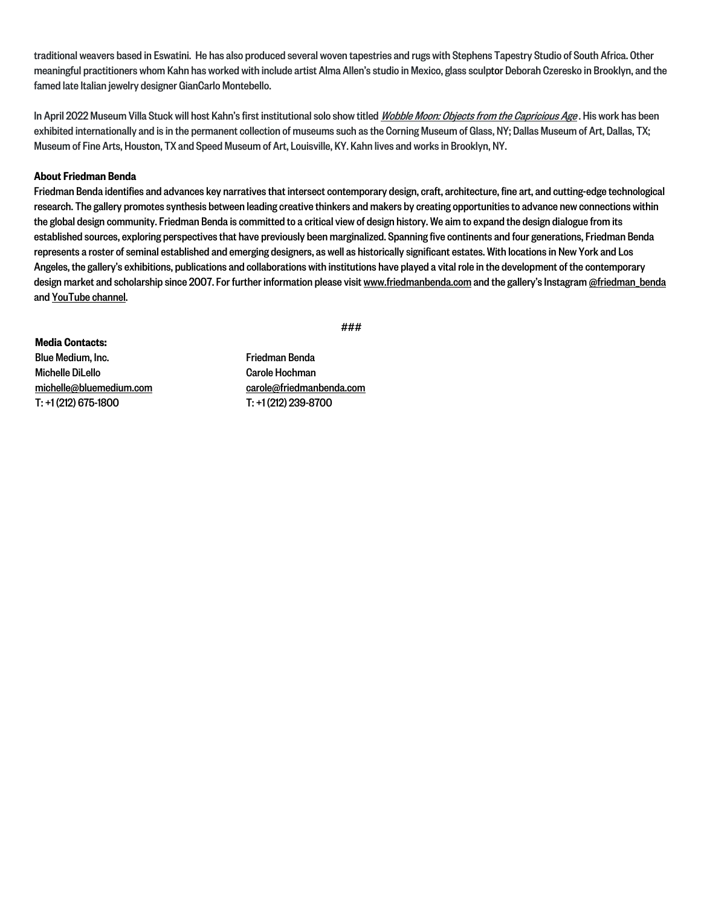traditional weavers based in Eswatini. He has also produced several woven tapestries and rugs with Stephens Tapestry Studio of South Africa. Other meaningful practitioners whom Kahn has worked with include artist Alma Allen's studio in Mexico, glass sculptor Deborah Czeresko in Brooklyn, and the famed late Italian jewelry designer GianCarlo Montebello.

In April 2022 Museum Villa Stuck will host Kahn's first institutional solo show titled *Wobble Moon: Objects from the Capricious Age*. His work has been exhibited internationally and is in the permanent collection of museums such as the Corning Museum of Glass, NY; Dallas Museum of Art, Dallas, TX; Museum of Fine Arts, Houston, TX and Speed Museum of Art, Louisville, KY. Kahn lives and works in Brooklyn, NY.

**About Friedman Benda**

Friedman Benda identifies and advances key narratives that intersect contemporary design, craft, architecture, fine art, and cutting-edge technological research. The gallery promotes synthesis between leading creative thinkers and makers by creating opportunities to advance new connections within the global design community. Friedman Benda is committed to a critical view of design history. We aim to expand the design dialogue from its established sources, exploring perspectives that have previously been marginalized. Spanning five continents and four generations, Friedman Benda represents a roster of seminal established and emerging designers, as well as historically significant estates. With locations in New York and Los Angeles, the gallery's exhibitions, publications and collaborations with institutions have played a vital role in the development of the contemporary design market and scholarship since 2007. For further information please visit www.friedmanbenda.com and the gallery's Instagram @friedman_benda and YouTube channel.

###

**Media Contacts:**

Blue Medium, Inc.
Michelle DiLello
michelle@bluemedium.com
T: +1 (212) 675-1800

Friedman Benda
Carole Hochman
carole@friedmanbenda.com
T: +1 (212) 239-8700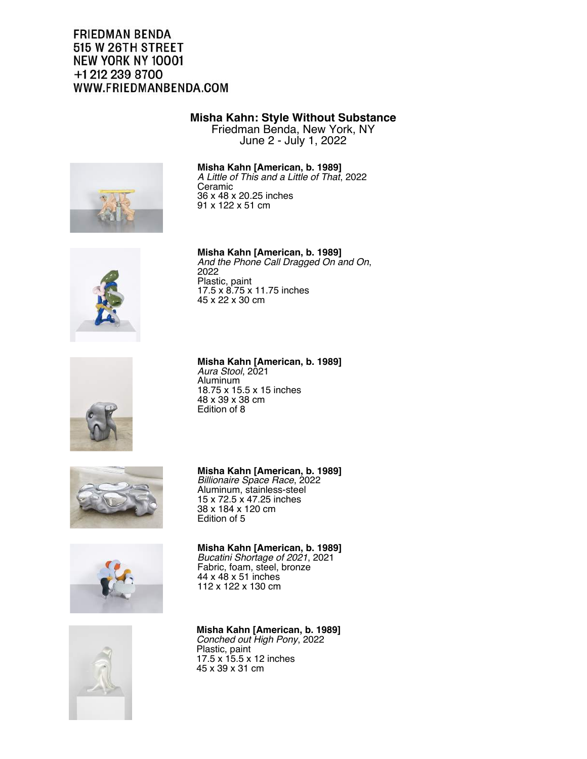FRIEDMAN BENDA
515 W 26TH STREET
NEW YORK NY 10001
+1 212 239 8700
WWW.FRIEDMANBENDA.COM

## Misha Kahn: Style Without Substance

Friedman Benda, New York, NY
June 2 - July 1, 2022

**Misha Kahn [American, b. 1989]**
*A Little of This and a Little of That*, 2022
Ceramic
36 x 48 x 20.25 inches
91 x 122 x 51 cm

**Misha Kahn [American, b. 1989]**
*And the Phone Call Dragged On and On*, 2022
Plastic, paint
17.5 x 8.75 x 11.75 inches
45 x 22 x 30 cm

**Misha Kahn [American, b. 1989]**
*Aura Stool*, 2021
Aluminum
18.75 x 15.5 x 15 inches
48 x 39 x 38 cm
Edition of 8

**Misha Kahn [American, b. 1989]**
*Billionaire Space Race*, 2022
Aluminum, stainless-steel
15 x 72.5 x 47.25 inches
38 x 184 x 120 cm
Edition of 5

**Misha Kahn [American, b. 1989]**
*Bucatini Shortage of 2021*, 2021
Fabric, foam, steel, bronze
44 x 48 x 51 inches
112 x 122 x 130 cm

**Misha Kahn [American, b. 1989]**
*Conched out High Pony*, 2022
Plastic, paint
17.5 x 15.5 x 12 inches
45 x 39 x 31 cm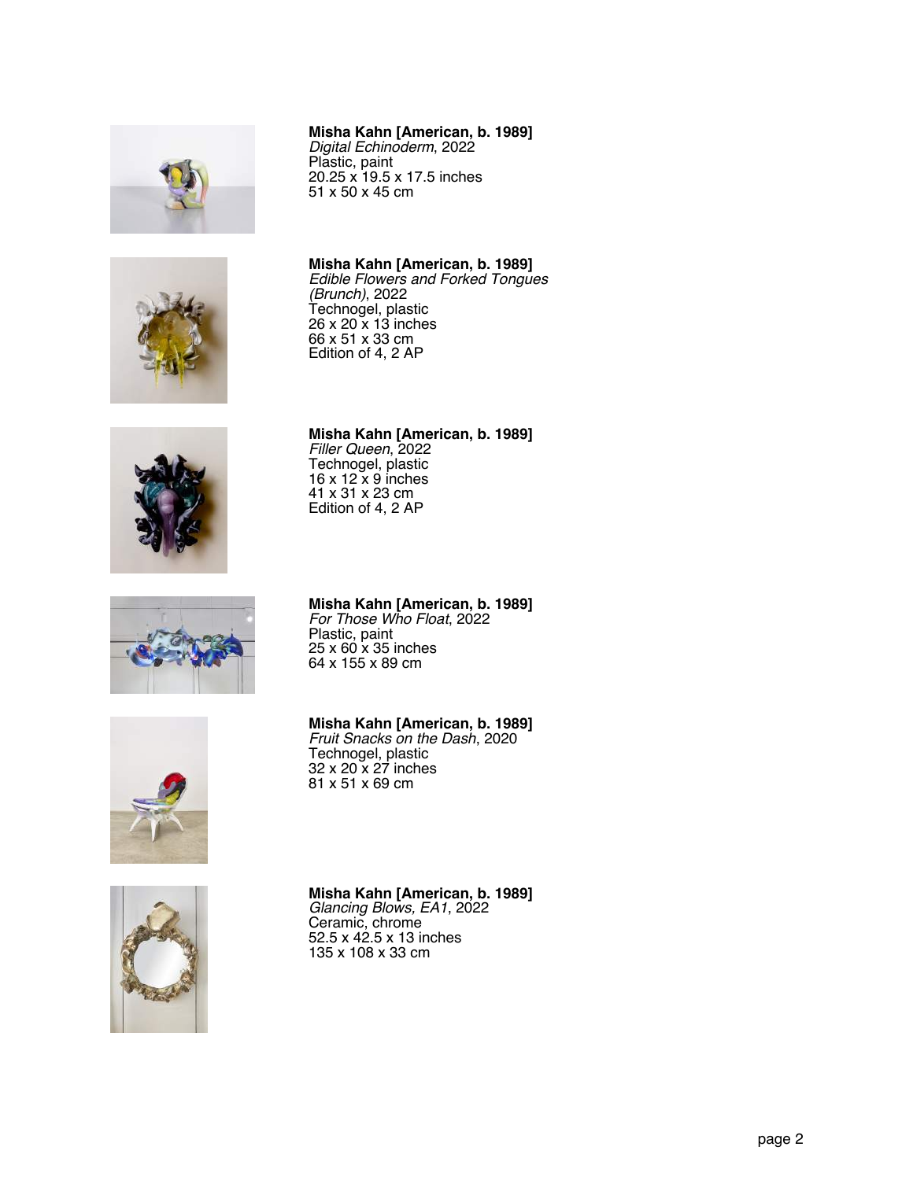**Misha Kahn [American, b. 1989]**
*Digital Echinoderm*, 2022
Plastic, paint
20.25 x 19.5 x 17.5 inches
51 x 50 x 45 cm

**Misha Kahn [American, b. 1989]**
*Edible Flowers and Forked Tongues (Brunch)*, 2022
Technogel, plastic
26 x 20 x 13 inches
66 x 51 x 33 cm
Edition of 4, 2 AP

**Misha Kahn [American, b. 1989]**
*Filler Queen*, 2022
Technogel, plastic
16 x 12 x 9 inches
41 x 31 x 23 cm
Edition of 4, 2 AP

**Misha Kahn [American, b. 1989]**
*For Those Who Float*, 2022
Plastic, paint
25 x 60 x 35 inches
64 x 155 x 89 cm

**Misha Kahn [American, b. 1989]**
*Fruit Snacks on the Dash*, 2020
Technogel, plastic
32 x 20 x 27 inches
81 x 51 x 69 cm

**Misha Kahn [American, b. 1989]**
*Glancing Blows, EA1*, 2022
Ceramic, chrome
52.5 x 42.5 x 13 inches
135 x 108 x 33 cm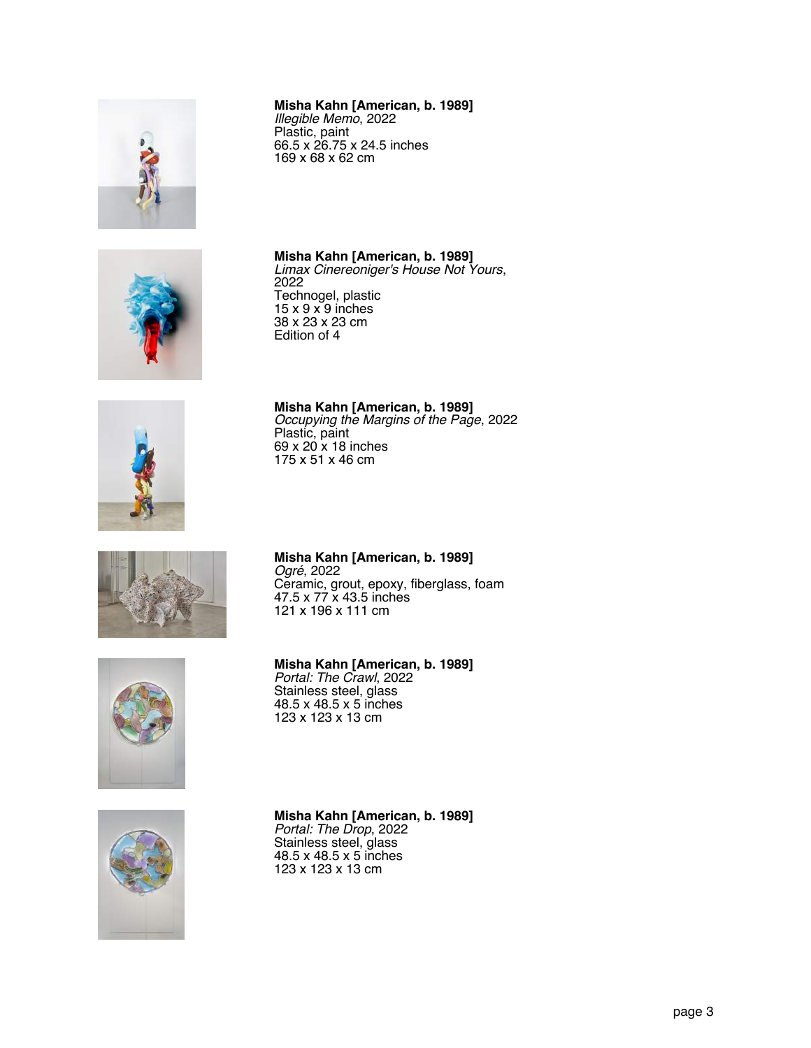**Misha Kahn [American, b. 1989]**
*Illegible Memo*, 2022
Plastic, paint
66.5 x 26.75 x 24.5 inches
169 x 68 x 62 cm

**Misha Kahn [American, b. 1989]**
*Limax Cinereoniger's House Not Yours*, 2022
Technogel, plastic
15 x 9 x 9 inches
38 x 23 x 23 cm
Edition of 4

**Misha Kahn [American, b. 1989]**
*Occupying the Margins of the Page*, 2022
Plastic, paint
69 x 20 x 18 inches
175 x 51 x 46 cm

**Misha Kahn [American, b. 1989]**
*Ogré*, 2022
Ceramic, grout, epoxy, fiberglass, foam
47.5 x 77 x 43.5 inches
121 x 196 x 111 cm

**Misha Kahn [American, b. 1989]**
*Portal: The Crawl*, 2022
Stainless steel, glass
48.5 x 48.5 x 5 inches
123 x 123 x 13 cm

**Misha Kahn [American, b. 1989]**
*Portal: The Drop*, 2022
Stainless steel, glass
48.5 x 48.5 x 5 inches
123 x 123 x 13 cm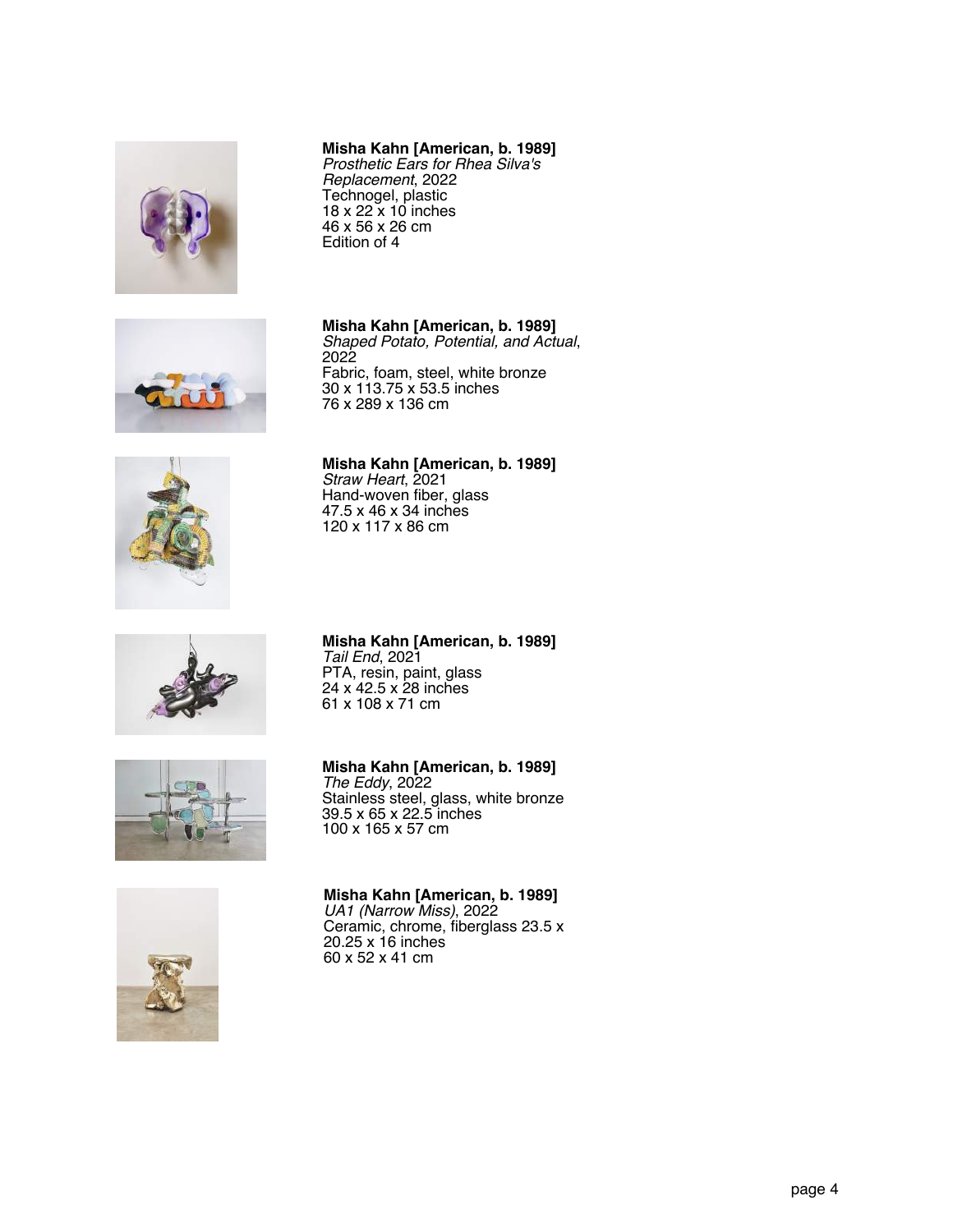**Misha Kahn [American, b. 1989]**
*Prosthetic Ears for Rhea Silva's Replacement*, 2022
Technogel, plastic
18 x 22 x 10 inches
46 x 56 x 26 cm
Edition of 4

**Misha Kahn [American, b. 1989]**
*Shaped Potato, Potential, and Actual*, 2022
Fabric, foam, steel, white bronze
30 x 113.75 x 53.5 inches
76 x 289 x 136 cm

**Misha Kahn [American, b. 1989]**
*Straw Heart*, 2021
Hand-woven fiber, glass
47.5 x 46 x 34 inches
120 x 117 x 86 cm

**Misha Kahn [American, b. 1989]**
*Tail End*, 2021
PTA, resin, paint, glass
24 x 42.5 x 28 inches
61 x 108 x 71 cm

**Misha Kahn [American, b. 1989]**
*The Eddy*, 2022
Stainless steel, glass, white bronze
39.5 x 65 x 22.5 inches
100 x 165 x 57 cm

**Misha Kahn [American, b. 1989]**
*UA1 (Narrow Miss)*, 2022
Ceramic, chrome, fiberglass 23.5 x 20.25 x 16 inches
60 x 52 x 41 cm